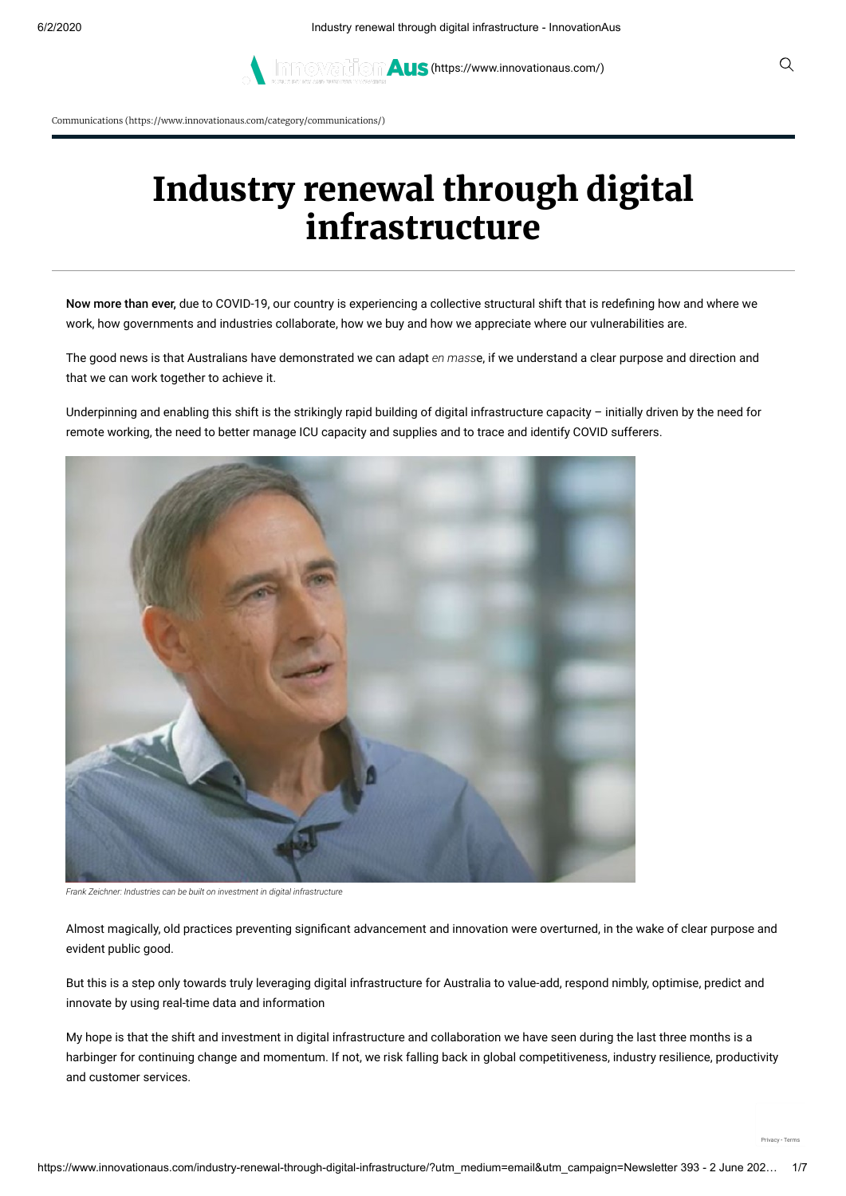Communications (https://www.innovationaus.com/category/communications/)

# Industry renewal through digital infrastructure

**Now more than ever,** due to COVID-19, our country is experiencing a collective structural shift that is redefining how and where we work, how governments and industries collaborate, how we buy and how we appreciate where our vulnerabilities are.

The good news is that Australians have demonstrated we can adapt *en masse*, if we understand a clear purpose and direction and that we can work together to achieve it.

Underpinning and enabling this shift is the strikingly rapid building of digital infrastructure capacity – initially driven by the need for remote working, the need to better manage ICU capacity and supplies and to trace and identify COVID sufferers.

*Frank Zeichner: Industries can be built on investment in digital infrastructure*

Almost magically, old practices preventing significant advancement and innovation were overturned, in the wake of clear purpose and evident public good.

But this is a step only towards truly leveraging digital infrastructure for Australia to value-add, respond nimbly, optimise, predict and innovate by using real-time data and information

My hope is that the shift and investment in digital infrastructure and collaboration we have seen during the last three months is a harbinger for continuing change and momentum. If not, we risk falling back in global competitiveness, industry resilience, productivity and customer services.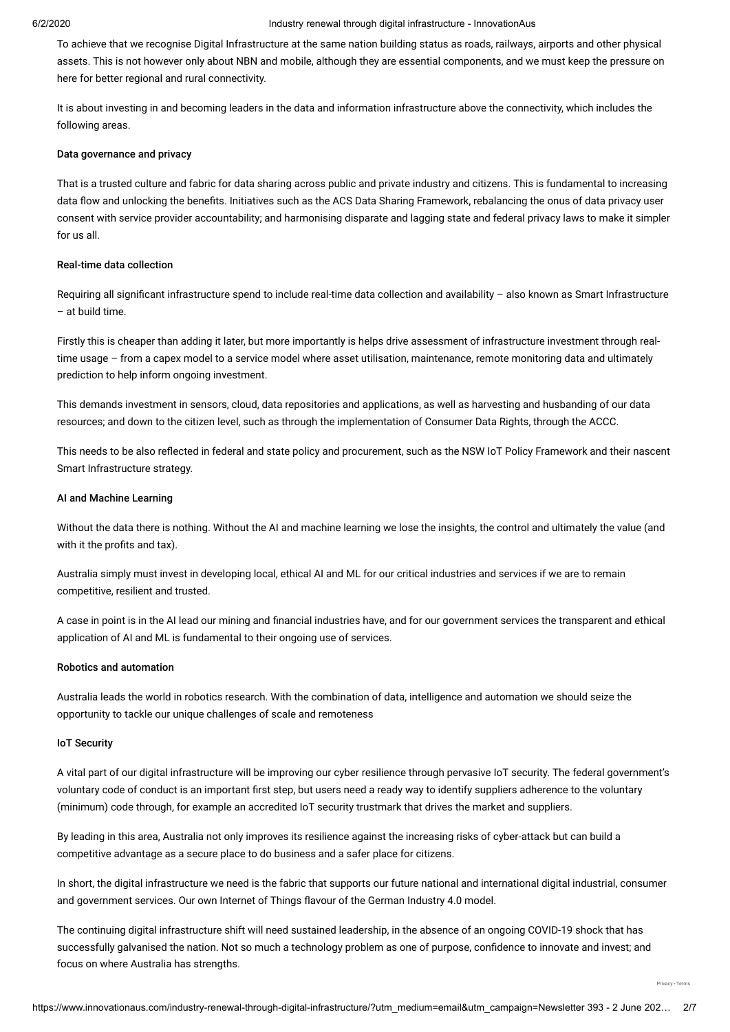To achieve that we recognise Digital Infrastructure at the same nation building status as roads, railways, airports and other physical assets. This is not however only about NBN and mobile, although they are essential components, and we must keep the pressure on here for better regional and rural connectivity.

It is about investing in and becoming leaders in the data and information infrastructure above the connectivity, which includes the following areas.

#### Data governance and privacy

That is a trusted culture and fabric for data sharing across public and private industry and citizens. This is fundamental to increasing data flow and unlocking the benefits. Initiatives such as the ACS Data Sharing Framework, rebalancing the onus of data privacy user consent with service provider accountability; and harmonising disparate and lagging state and federal privacy laws to make it simpler for us all.

#### Real-time data collection

Requiring all significant infrastructure spend to include real-time data collection and availability – also known as Smart Infrastructure – at build time.

Firstly this is cheaper than adding it later, but more importantly is helps drive assessment of infrastructure investment through real-time usage – from a capex model to a service model where asset utilisation, maintenance, remote monitoring data and ultimately prediction to help inform ongoing investment.

This demands investment in sensors, cloud, data repositories and applications, as well as harvesting and husbanding of our data resources; and down to the citizen level, such as through the implementation of Consumer Data Rights, through the ACCC.

This needs to be also reflected in federal and state policy and procurement, such as the NSW IoT Policy Framework and their nascent Smart Infrastructure strategy.

#### AI and Machine Learning

Without the data there is nothing. Without the AI and machine learning we lose the insights, the control and ultimately the value (and with it the profits and tax).

Australia simply must invest in developing local, ethical AI and ML for our critical industries and services if we are to remain competitive, resilient and trusted.

A case in point is in the AI lead our mining and financial industries have, and for our government services the transparent and ethical application of AI and ML is fundamental to their ongoing use of services.

#### Robotics and automation

Australia leads the world in robotics research. With the combination of data, intelligence and automation we should seize the opportunity to tackle our unique challenges of scale and remoteness

#### IoT Security

A vital part of our digital infrastructure will be improving our cyber resilience through pervasive IoT security. The federal government's voluntary code of conduct is an important first step, but users need a ready way to identify suppliers adherence to the voluntary (minimum) code through, for example an accredited IoT security trustmark that drives the market and suppliers.

By leading in this area, Australia not only improves its resilience against the increasing risks of cyber-attack but can build a competitive advantage as a secure place to do business and a safer place for citizens.

In short, the digital infrastructure we need is the fabric that supports our future national and international digital industrial, consumer and government services. Our own Internet of Things flavour of the German Industry 4.0 model.

The continuing digital infrastructure shift will need sustained leadership, in the absence of an ongoing COVID-19 shock that has successfully galvanised the nation. Not so much a technology problem as one of purpose, confidence to innovate and invest; and focus on where Australia has strengths.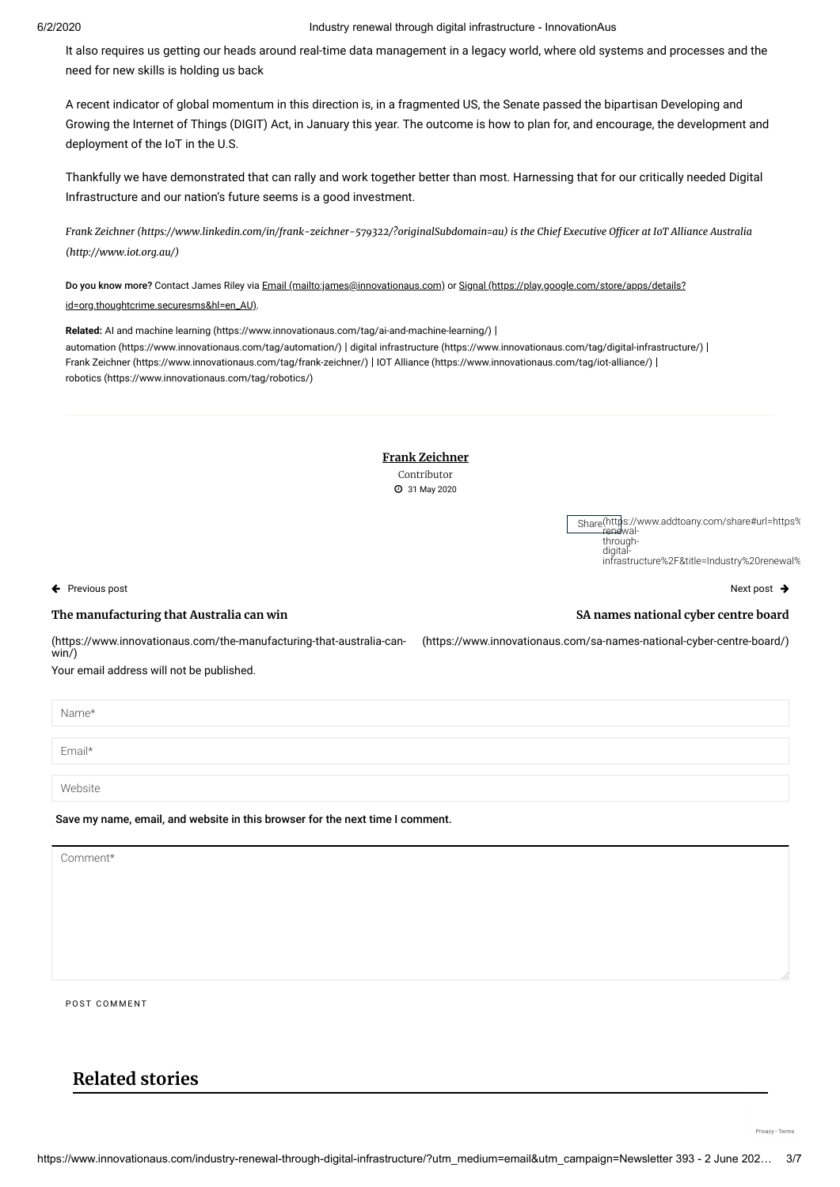It also requires us getting our heads around real-time data management in a legacy world, where old systems and processes and the need for new skills is holding us back

A recent indicator of global momentum in this direction is, in a fragmented US, the Senate passed the bipartisan Developing and Growing the Internet of Things (DIGIT) Act, in January this year. The outcome is how to plan for, and encourage, the development and deployment of the IoT in the U.S.

Thankfully we have demonstrated that can rally and work together better than most. Harnessing that for our critically needed Digital Infrastructure and our nation's future seems is a good investment.

*Frank Zeichner (https://www.linkedin.com/in/frank-zeichner-579322/?originalSubdomain=au) is the Chief Executive Officer at IoT Alliance Australia (http://www.iot.org.au/)*

**Do you know more?** Contact James Riley via Email (mailto:james@innovationaus.com) or Signal (https://play.google.com/store/apps/details?id=org.thoughtcrime.securesms&hl=en_AU).

**Related:** AI and machine learning (https://www.innovationaus.com/tag/ai-and-machine-learning/) | automation (https://www.innovationaus.com/tag/automation/) | digital infrastructure (https://www.innovationaus.com/tag/digital-infrastructure/) | Frank Zeichner (https://www.innovationaus.com/tag/frank-zeichner/) | IOT Alliance (https://www.innovationaus.com/tag/iot-alliance/) | robotics (https://www.innovationaus.com/tag/robotics/)

**Frank Zeichner**

Contributor

31 May 2020

Share (https://www.addtoany.com/share#url=https%...renewal-through-digital-infrastructure%2F&title=Industry%20renewal%...

← Previous post

**The manufacturing that Australia can win**

(https://www.innovationaus.com/the-manufacturing-that-australia-can-win/)

Next post →

**SA names national cyber centre board**

(https://www.innovationaus.com/sa-names-national-cyber-centre-board/)

Your email address will not be published.

Name*

Email*

Website

Save my name, email, and website in this browser for the next time I comment.

Comment*

POST COMMENT

## Related stories

Privacy - Terms